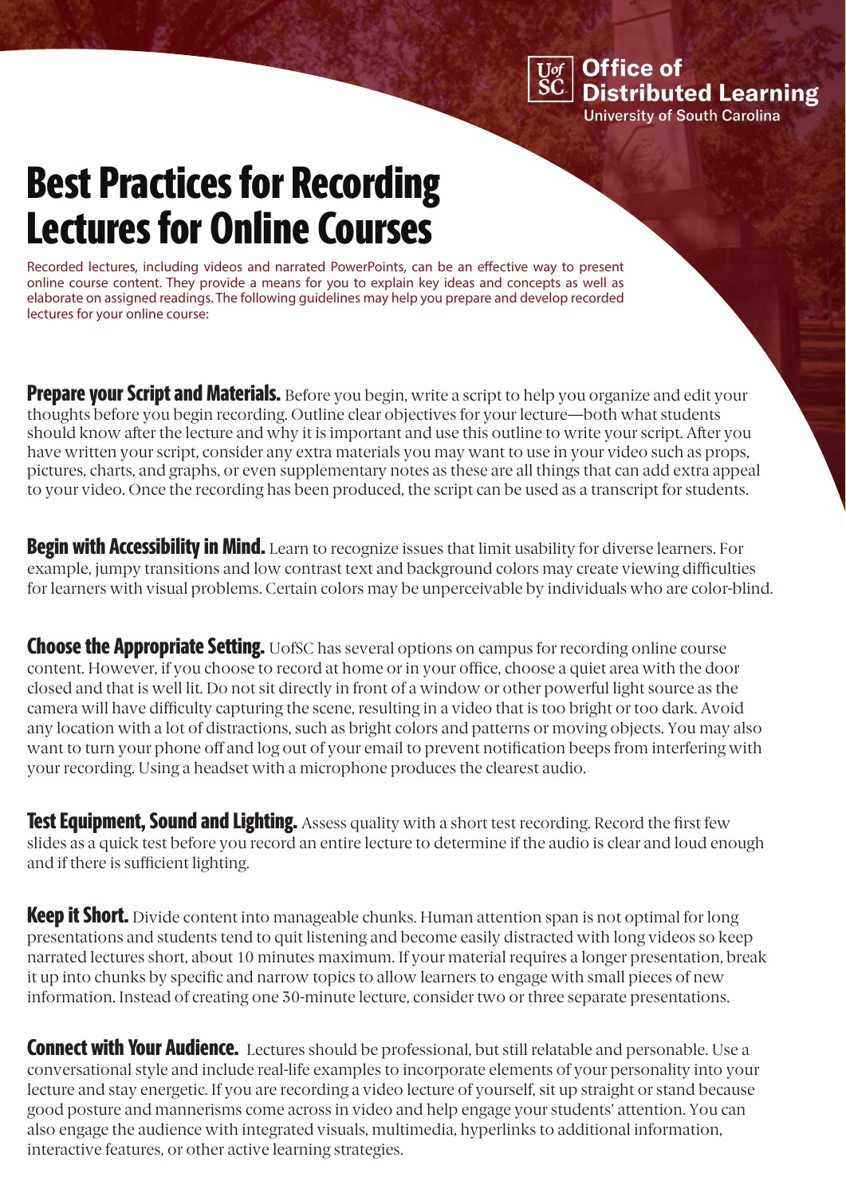UofSC Office of Distributed Learning
University of South Carolina

# Best Practices for Recording Lectures for Online Courses

Recorded lectures, including videos and narrated PowerPoints, can be an effective way to present online course content. They provide a means for you to explain key ideas and concepts as well as elaborate on assigned readings. The following guidelines may help you prepare and develop recorded lectures for your online course:

**Prepare your Script and Materials.** Before you begin, write a script to help you organize and edit your thoughts before you begin recording. Outline clear objectives for your lecture—both what students should know after the lecture and why it is important and use this outline to write your script. After you have written your script, consider any extra materials you may want to use in your video such as props, pictures, charts, and graphs, or even supplementary notes as these are all things that can add extra appeal to your video. Once the recording has been produced, the script can be used as a transcript for students.

**Begin with Accessibility in Mind.** Learn to recognize issues that limit usability for diverse learners. For example, jumpy transitions and low contrast text and background colors may create viewing difficulties for learners with visual problems. Certain colors may be unperceivable by individuals who are color-blind.

**Choose the Appropriate Setting.** UofSC has several options on campus for recording online course content. However, if you choose to record at home or in your office, choose a quiet area with the door closed and that is well lit. Do not sit directly in front of a window or other powerful light source as the camera will have difficulty capturing the scene, resulting in a video that is too bright or too dark. Avoid any location with a lot of distractions, such as bright colors and patterns or moving objects. You may also want to turn your phone off and log out of your email to prevent notification beeps from interfering with your recording. Using a headset with a microphone produces the clearest audio.

**Test Equipment, Sound and Lighting.** Assess quality with a short test recording. Record the first few slides as a quick test before you record an entire lecture to determine if the audio is clear and loud enough and if there is sufficient lighting.

**Keep it Short.** Divide content into manageable chunks. Human attention span is not optimal for long presentations and students tend to quit listening and become easily distracted with long videos so keep narrated lectures short, about 10 minutes maximum. If your material requires a longer presentation, break it up into chunks by specific and narrow topics to allow learners to engage with small pieces of new information. Instead of creating one 30-minute lecture, consider two or three separate presentations.

**Connect with Your Audience.** Lectures should be professional, but still relatable and personable. Use a conversational style and include real-life examples to incorporate elements of your personality into your lecture and stay energetic. If you are recording a video lecture of yourself, sit up straight or stand because good posture and mannerisms come across in video and help engage your students' attention. You can also engage the audience with integrated visuals, multimedia, hyperlinks to additional information, interactive features, or other active learning strategies.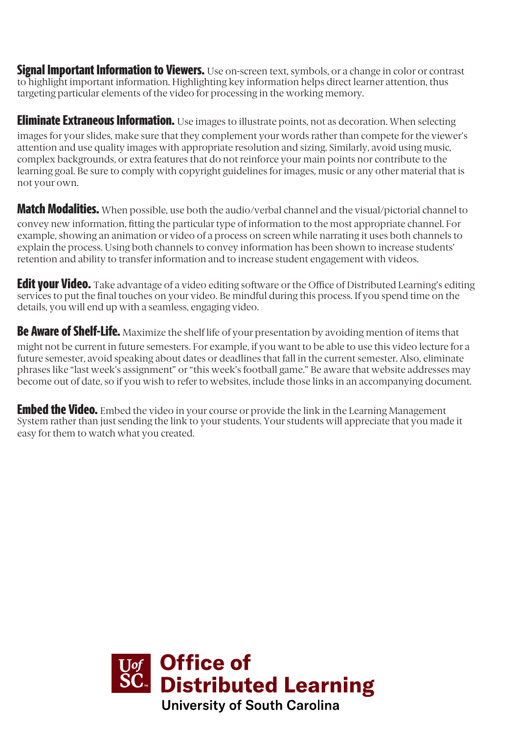**Signal Important Information to Viewers.** Use on-screen text, symbols, or a change in color or contrast to highlight important information. Highlighting key information helps direct learner attention, thus targeting particular elements of the video for processing in the working memory.

**Eliminate Extraneous Information.** Use images to illustrate points, not as decoration. When selecting images for your slides, make sure that they complement your words rather than compete for the viewer's attention and use quality images with appropriate resolution and sizing. Similarly, avoid using music, complex backgrounds, or extra features that do not reinforce your main points nor contribute to the learning goal. Be sure to comply with copyright guidelines for images, music or any other material that is not your own.

**Match Modalities.** When possible, use both the audio/verbal channel and the visual/pictorial channel to convey new information, fitting the particular type of information to the most appropriate channel. For example, showing an animation or video of a process on screen while narrating it uses both channels to explain the process. Using both channels to convey information has been shown to increase students' retention and ability to transfer information and to increase student engagement with videos.

**Edit your Video.** Take advantage of a video editing software or the Office of Distributed Learning's editing services to put the final touches on your video. Be mindful during this process. If you spend time on the details, you will end up with a seamless, engaging video.

**Be Aware of Shelf-Life.** Maximize the shelf life of your presentation by avoiding mention of items that might not be current in future semesters. For example, if you want to be able to use this video lecture for a future semester, avoid speaking about dates or deadlines that fall in the current semester. Also, eliminate phrases like "last week's assignment" or "this week's football game." Be aware that website addresses may become out of date, so if you wish to refer to websites, include those links in an accompanying document.

**Embed the Video.** Embed the video in your course or provide the link in the Learning Management System rather than just sending the link to your students. Your students will appreciate that you made it easy for them to watch what you created.

UofSC Office of Distributed Learning
University of South Carolina